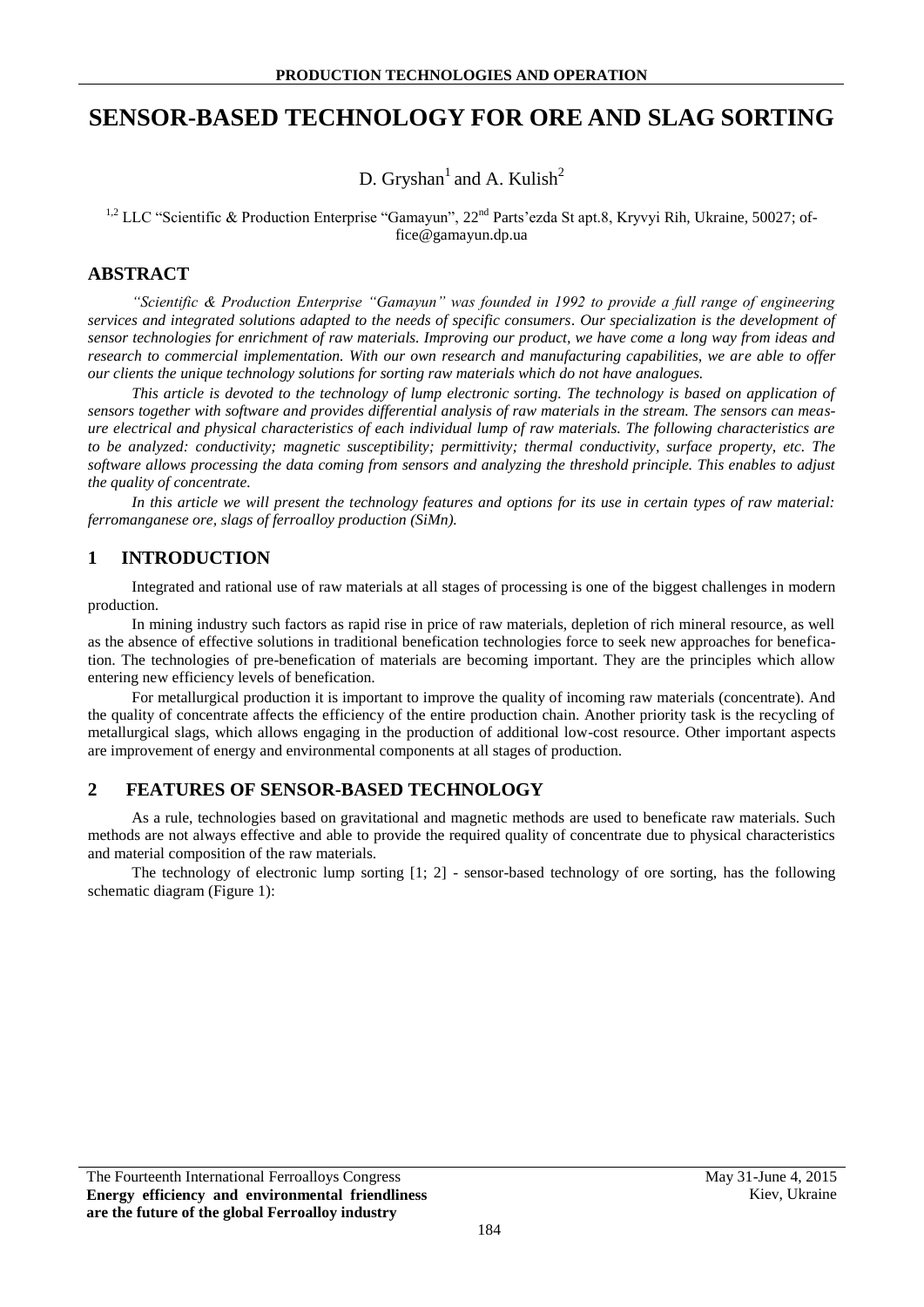# SENSOR-BASED TECHNOLOGY FOR ORE AND SLAG SORTING

D. Gryshan[1] and A. Kulish[2]

[1,2] LLC "Scientific & Production Enterprise "Gamayun", 22nd Parts'ezda St apt.8, Kryvyi Rih, Ukraine, 50027; office@gamayun.dp.ua

## ABSTRACT

*"Scientific & Production Enterprise "Gamayun" was founded in 1992 to provide a full range of engineering services and integrated solutions adapted to the needs of specific consumers. Our specialization is the development of sensor technologies for enrichment of raw materials. Improving our product, we have come a long way from ideas and research to commercial implementation. With our own research and manufacturing capabilities, we are able to offer our clients the unique technology solutions for sorting raw materials which do not have analogues.*

*This article is devoted to the technology of lump electronic sorting. The technology is based on application of sensors together with software and provides differential analysis of raw materials in the stream. The sensors can measure electrical and physical characteristics of each individual lump of raw materials. The following characteristics are to be analyzed: conductivity; magnetic susceptibility; permittivity; thermal conductivity, surface property, etc. The software allows processing the data coming from sensors and analyzing the threshold principle. This enables to adjust the quality of concentrate.*

*In this article we will present the technology features and options for its use in certain types of raw material: ferromanganese ore, slags of ferroalloy production (SiMn).*

## 1 INTRODUCTION

Integrated and rational use of raw materials at all stages of processing is one of the biggest challenges in modern production.

In mining industry such factors as rapid rise in price of raw materials, depletion of rich mineral resource, as well as the absence of effective solutions in traditional benefication technologies force to seek new approaches for benefication. The technologies of pre-benefication of materials are becoming important. They are the principles which allow entering new efficiency levels of benefication.

For metallurgical production it is important to improve the quality of incoming raw materials (concentrate). And the quality of concentrate affects the efficiency of the entire production chain. Another priority task is the recycling of metallurgical slags, which allows engaging in the production of additional low-cost resource. Other important aspects are improvement of energy and environmental components at all stages of production.

## 2 FEATURES OF SENSOR-BASED TECHNOLOGY

As a rule, technologies based on gravitational and magnetic methods are used to beneficate raw materials. Such methods are not always effective and able to provide the required quality of concentrate due to physical characteristics and material composition of the raw materials.

The technology of electronic lump sorting [1; 2] - sensor-based technology of ore sorting, has the following schematic diagram (Figure 1):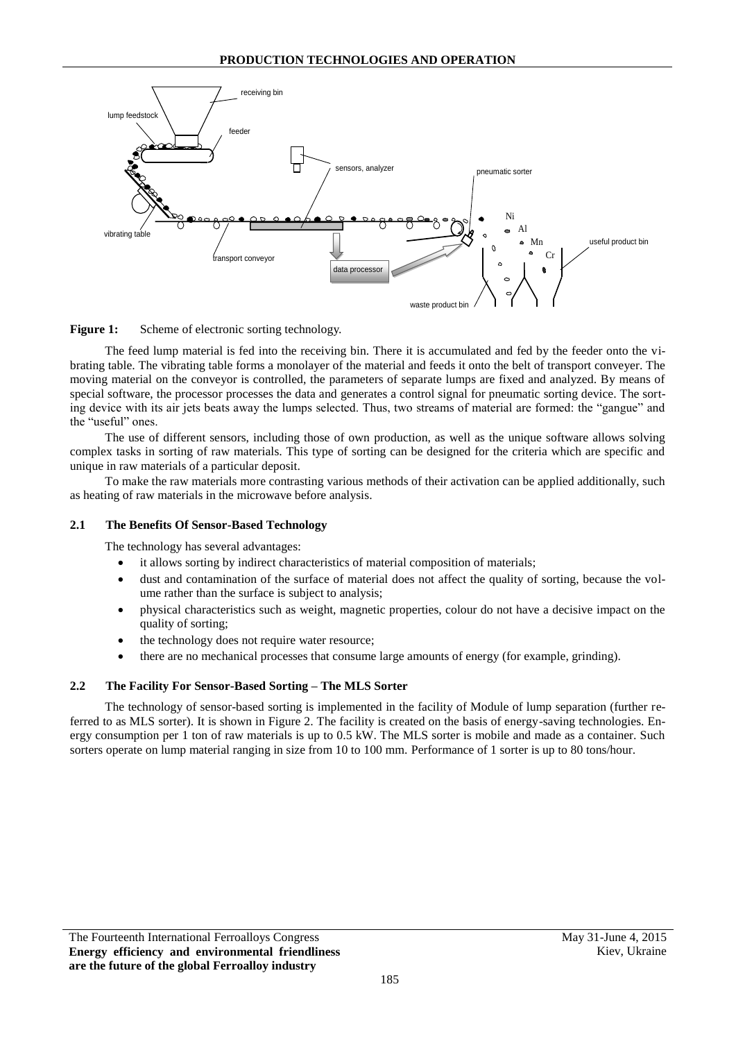**Figure 1:** Scheme of electronic sorting technology.

The feed lump material is fed into the receiving bin. There it is accumulated and fed by the feeder onto the vibrating table. The vibrating table forms a monolayer of the material and feeds it onto the belt of transport conveyer. The moving material on the conveyor is controlled, the parameters of separate lumps are fixed and analyzed. By means of special software, the processor processes the data and generates a control signal for pneumatic sorting device. The sorting device with its air jets beats away the lumps selected. Thus, two streams of material are formed: the "gangue" and the "useful" ones.

The use of different sensors, including those of own production, as well as the unique software allows solving complex tasks in sorting of raw materials. This type of sorting can be designed for the criteria which are specific and unique in raw materials of a particular deposit.

To make the raw materials more contrasting various methods of their activation can be applied additionally, such as heating of raw materials in the microwave before analysis.

## 2.1 The Benefits Of Sensor-Based Technology

The technology has several advantages:

- it allows sorting by indirect characteristics of material composition of materials;
- dust and contamination of the surface of material does not affect the quality of sorting, because the volume rather than the surface is subject to analysis;
- physical characteristics such as weight, magnetic properties, colour do not have a decisive impact on the quality of sorting;
- the technology does not require water resource;
- there are no mechanical processes that consume large amounts of energy (for example, grinding).

## 2.2 The Facility For Sensor-Based Sorting – The MLS Sorter

The technology of sensor-based sorting is implemented in the facility of Module of lump separation (further referred to as MLS sorter). It is shown in Figure 2. The facility is created on the basis of energy-saving technologies. Energy consumption per 1 ton of raw materials is up to 0.5 kW. The MLS sorter is mobile and made as a container. Such sorters operate on lump material ranging in size from 10 to 100 mm. Performance of 1 sorter is up to 80 tons/hour.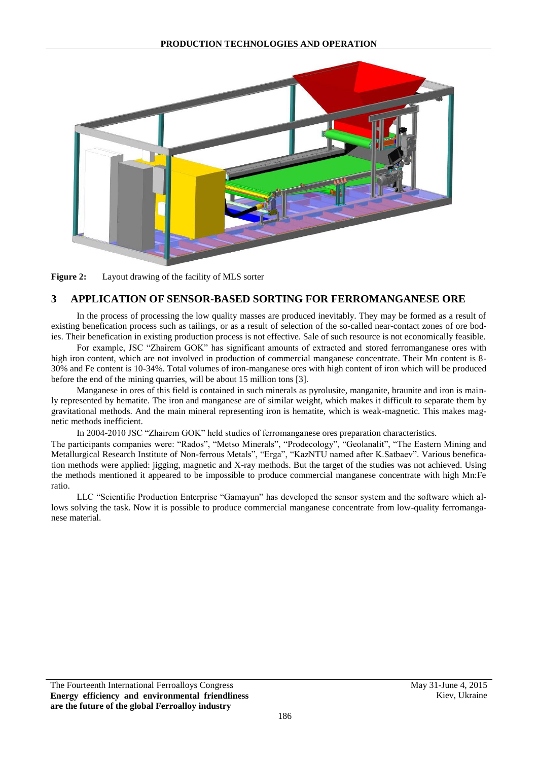**Figure 2:** Layout drawing of the facility of MLS sorter

## 3 APPLICATION OF SENSOR-BASED SORTING FOR FERROMANGANESE ORE

In the process of processing the low quality masses are produced inevitably. They may be formed as a result of existing benefication process such as tailings, or as a result of selection of the so-called near-contact zones of ore bodies. Their benefication in existing production process is not effective. Sale of such resource is not economically feasible.

For example, JSC "Zhairem GOK" has significant amounts of extracted and stored ferromanganese ores with high iron content, which are not involved in production of commercial manganese concentrate. Their Mn content is 8-30% and Fe content is 10-34%. Total volumes of iron-manganese ores with high content of iron which will be produced before the end of the mining quarries, will be about 15 million tons [3].

Manganese in ores of this field is contained in such minerals as pyrolusite, manganite, braunite and iron is mainly represented by hematite. The iron and manganese are of similar weight, which makes it difficult to separate them by gravitational methods. And the main mineral representing iron is hematite, which is weak-magnetic. This makes magnetic methods inefficient.

In 2004-2010 JSC "Zhairem GOK" held studies of ferromanganese ores preparation characteristics.

The participants companies were: "Rados", "Metso Minerals", "Prodecology", "Geolanalit", "The Eastern Mining and Metallurgical Research Institute of Non-ferrous Metals", "Erga", "KazNTU named after K.Satbaev". Various benefication methods were applied: jigging, magnetic and X-ray methods. But the target of the studies was not achieved. Using the methods mentioned it appeared to be impossible to produce commercial manganese concentrate with high Mn:Fe ratio.

LLC "Scientific Production Enterprise "Gamayun" has developed the sensor system and the software which allows solving the task. Now it is possible to produce commercial manganese concentrate from low-quality ferromanganese material.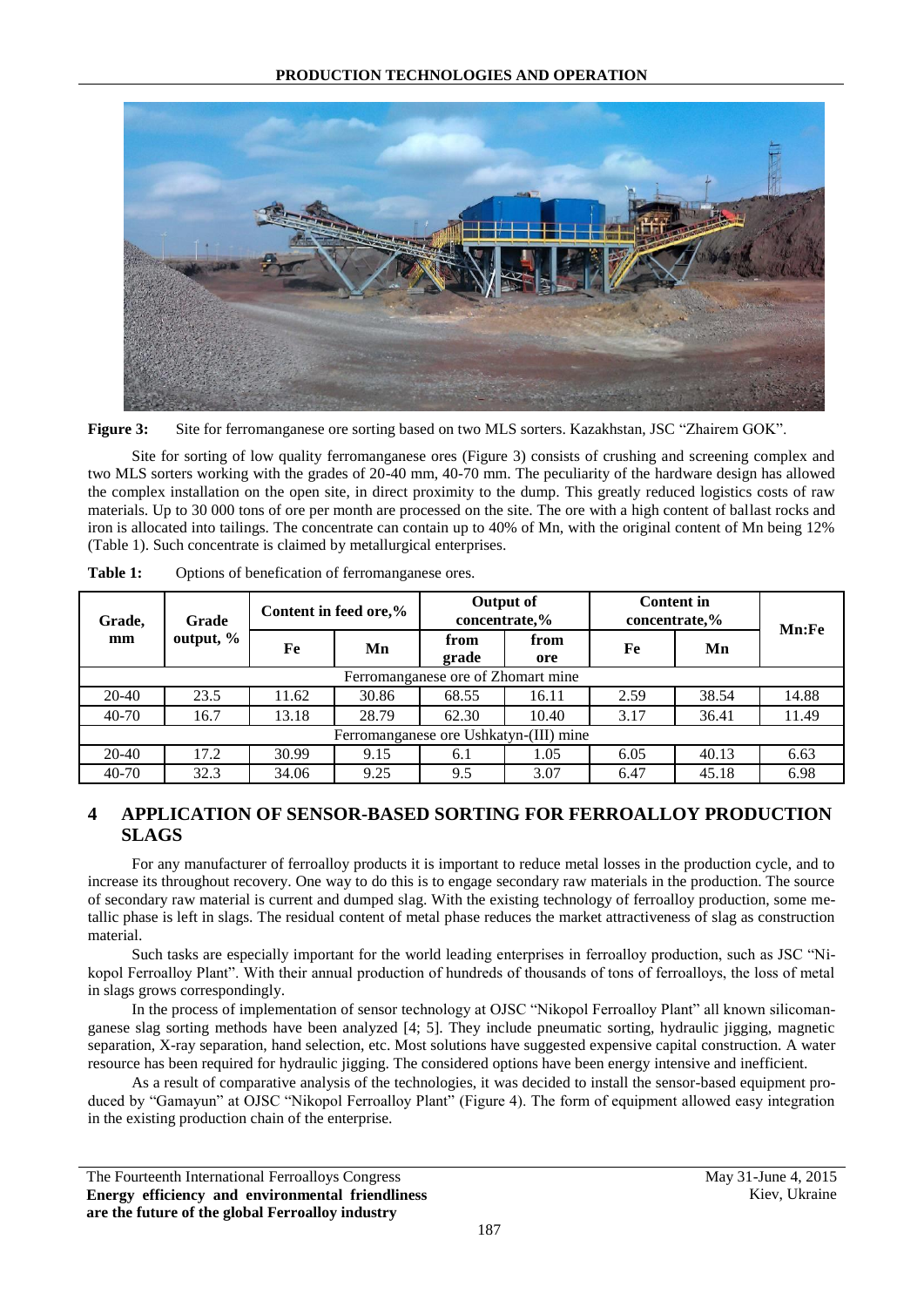**Figure 3:** Site for ferromanganese ore sorting based on two MLS sorters. Kazakhstan, JSC "Zhairem GOK".

Site for sorting of low quality ferromanganese ores (Figure 3) consists of crushing and screening complex and two MLS sorters working with the grades of 20-40 mm, 40-70 mm. The peculiarity of the hardware design has allowed the complex installation on the open site, in direct proximity to the dump. This greatly reduced logistics costs of raw materials. Up to 30 000 tons of ore per month are processed on the site. The ore with a high content of ballast rocks and iron is allocated into tailings. The concentrate can contain up to 40% of Mn, with the original content of Mn being 12% (Table 1). Such concentrate is claimed by metallurgical enterprises.

**Table 1:** Options of benefication of ferromanganese ores.

| Grade, mm | Grade output, % | Content in feed ore,% | | Output of concentrate,% | | Content in concentrate,% | | Mn:Fe |
|---|---|---|---|---|---|---|---|---|
| | | Fe | Mn | from grade | from ore | Fe | Mn | |
| Ferromanganese ore of Zhomart mine | | | | | | | | |
| 20-40 | 23.5 | 11.62 | 30.86 | 68.55 | 16.11 | 2.59 | 38.54 | 14.88 |
| 40-70 | 16.7 | 13.18 | 28.79 | 62.30 | 10.40 | 3.17 | 36.41 | 11.49 |
| Ferromanganese ore Ushkatyn-(III) mine | | | | | | | | |
| 20-40 | 17.2 | 30.99 | 9.15 | 6.1 | 1.05 | 6.05 | 40.13 | 6.63 |
| 40-70 | 32.3 | 34.06 | 9.25 | 9.5 | 3.07 | 6.47 | 45.18 | 6.98 |

## 4 APPLICATION OF SENSOR-BASED SORTING FOR FERROALLOY PRODUCTION SLAGS

For any manufacturer of ferroalloy products it is important to reduce metal losses in the production cycle, and to increase its throughout recovery. One way to do this is to engage secondary raw materials in the production. The source of secondary raw material is current and dumped slag. With the existing technology of ferroalloy production, some metallic phase is left in slags. The residual content of metal phase reduces the market attractiveness of slag as construction material.

Such tasks are especially important for the world leading enterprises in ferroalloy production, such as JSC "Nikopol Ferroalloy Plant". With their annual production of hundreds of thousands of tons of ferroalloys, the loss of metal in slags grows correspondingly.

In the process of implementation of sensor technology at OJSC "Nikopol Ferroalloy Plant" all known silicomanganese slag sorting methods have been analyzed [4; 5]. They include pneumatic sorting, hydraulic jigging, magnetic separation, X-ray separation, hand selection, etc. Most solutions have suggested expensive capital construction. A water resource has been required for hydraulic jigging. The considered options have been energy intensive and inefficient.

As a result of comparative analysis of the technologies, it was decided to install the sensor-based equipment produced by "Gamayun" at OJSC "Nikopol Ferroalloy Plant" (Figure 4). The form of equipment allowed easy integration in the existing production chain of the enterprise.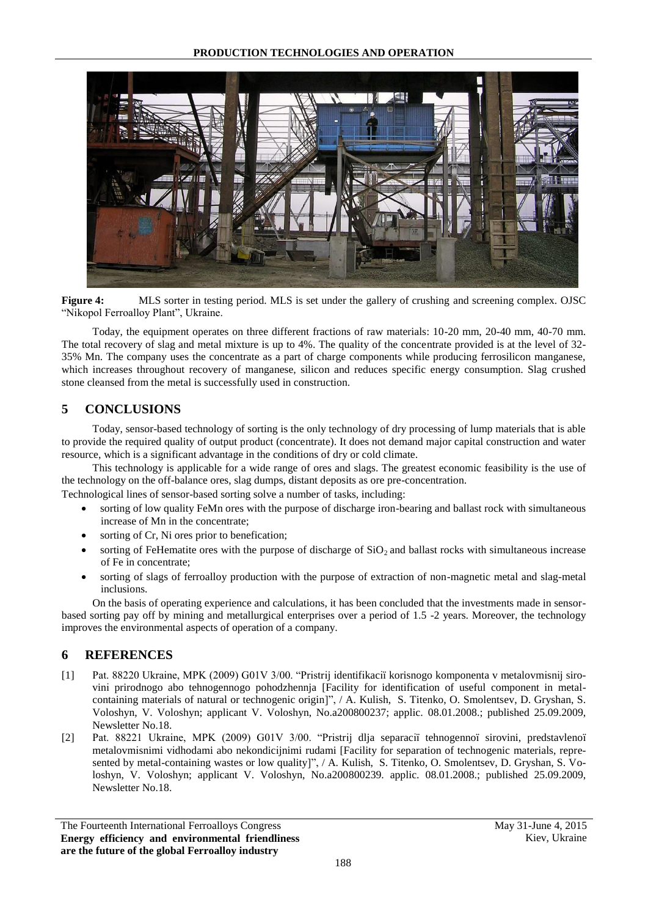**Figure 4:** MLS sorter in testing period. MLS is set under the gallery of crushing and screening complex. OJSC "Nikopol Ferroalloy Plant", Ukraine.

Today, the equipment operates on three different fractions of raw materials: 10-20 mm, 20-40 mm, 40-70 mm. The total recovery of slag and metal mixture is up to 4%. The quality of the concentrate provided is at the level of 32-35% Mn. The company uses the concentrate as a part of charge components while producing ferrosilicon manganese, which increases throughout recovery of manganese, silicon and reduces specific energy consumption. Slag crushed stone cleansed from the metal is successfully used in construction.

## 5 CONCLUSIONS

Today, sensor-based technology of sorting is the only technology of dry processing of lump materials that is able to provide the required quality of output product (concentrate). It does not demand major capital construction and water resource, which is a significant advantage in the conditions of dry or cold climate.

This technology is applicable for a wide range of ores and slags. The greatest economic feasibility is the use of the technology on the off-balance ores, slag dumps, distant deposits as ore pre-concentration.

Technological lines of sensor-based sorting solve a number of tasks, including:

- sorting of low quality FeMn ores with the purpose of discharge iron-bearing and ballast rock with simultaneous increase of Mn in the concentrate;
- sorting of Cr, Ni ores prior to benefication;
- sorting of FeHematite ores with the purpose of discharge of $SiO_2$ and ballast rocks with simultaneous increase of Fe in concentrate;
- sorting of slags of ferroalloy production with the purpose of extraction of non-magnetic metal and slag-metal inclusions.

On the basis of operating experience and calculations, it has been concluded that the investments made in sensor-based sorting pay off by mining and metallurgical enterprises over a period of 1.5 -2 years. Moreover, the technology improves the environmental aspects of operation of a company.

## 6 REFERENCES

[1] Pat. 88220 Ukraine, MPK (2009) G01V 3/00. "Pristrij identifikacії korisnogo komponenta v metalovmisnij sirovini prirodnogo abo tehnogennogo pohodzhennja [Facility for identification of useful component in metal-containing materials of natural or technogenic origin]", / A. Kulish, S. Titenko, O. Smolentsev, D. Gryshan, S. Voloshyn, V. Voloshyn; applicant V. Voloshyn, No.a200800237; applic. 08.01.2008.; published 25.09.2009, Newsletter No.18.

[2] Pat. 88221 Ukraine, MPK (2009) G01V 3/00. "Pristrij dlja separacії tehnogennoї sirovini, predstavlenoї metalovmisnimi vidhodami abo nekondicijnimi rudami [Facility for separation of technogenic materials, represented by metal-containing wastes or low quality]", / A. Kulish, S. Titenko, O. Smolentsev, D. Gryshan, S. Voloshyn, V. Voloshyn; applicant V. Voloshyn, No.a200800239. applic. 08.01.2008.; published 25.09.2009, Newsletter No.18.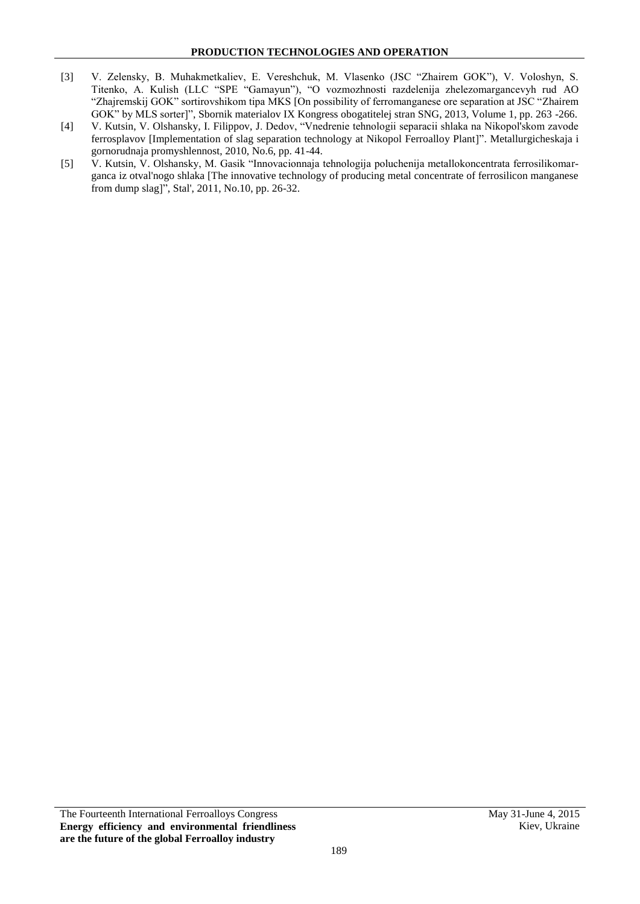[3] V. Zelensky, B. Muhakmetkaliev, E. Vereshchuk, M. Vlasenko (JSC "Zhairem GOK"), V. Voloshyn, S. Titenko, A. Kulish (LLC "SPE "Gamayun"), "O vozmozhnosti razdelenija zhelezomargancevyh rud AO "Zhajremskij GOK" sortirovshikom tipa MKS [On possibility of ferromanganese ore separation at JSC "Zhairem GOK" by MLS sorter]", Sbornik materialov IX Kongress obogatitelej stran SNG, 2013, Volume 1, pp. 263 -266.

[4] V. Kutsin, V. Olshansky, I. Filippov, J. Dedov, "Vnedrenie tehnologii separacii shlaka na Nikopol'skom zavode ferrosplavov [Implementation of slag separation technology at Nikopol Ferroalloy Plant]". Metallurgicheskaja i gornorudnaja promyshlennost, 2010, No.6, pp. 41-44.

[5] V. Kutsin, V. Olshansky, M. Gasik "Innovacionnaja tehnologija poluchenija metallokoncentrata ferrosilikomarganca iz otval'nogo shlaka [The innovative technology of producing metal concentrate of ferrosilicon manganese from dump slag]", Stal', 2011, No.10, pp. 26-32.